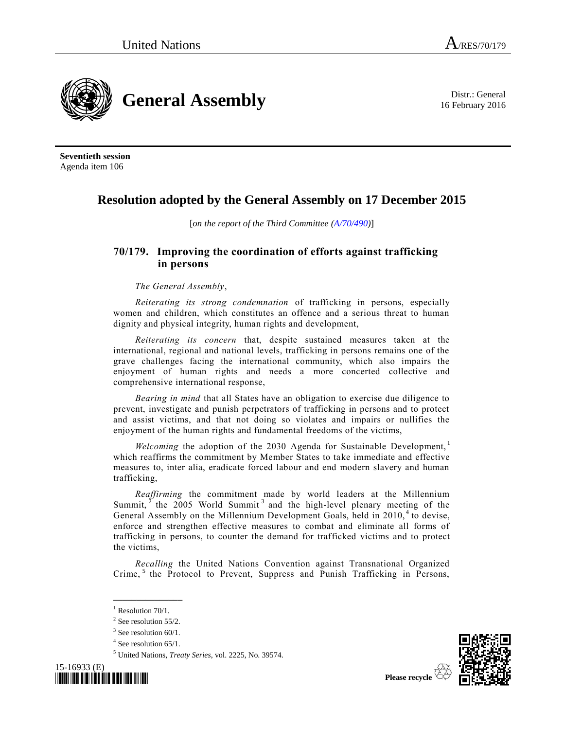United Nations A/RES/70/179

# General Assembly

Distr.: General
16 February 2016

**Seventieth session**
Agenda item 106

## Resolution adopted by the General Assembly on 17 December 2015

[*on the report of the Third Committee (A/70/490)*]

### 70/179. Improving the coordination of efforts against trafficking in persons

*The General Assembly*,

*Reiterating its strong condemnation* of trafficking in persons, especially women and children, which constitutes an offence and a serious threat to human dignity and physical integrity, human rights and development,

*Reiterating its concern* that, despite sustained measures taken at the international, regional and national levels, trafficking in persons remains one of the grave challenges facing the international community, which also impairs the enjoyment of human rights and needs a more concerted collective and comprehensive international response,

*Bearing in mind* that all States have an obligation to exercise due diligence to prevent, investigate and punish perpetrators of trafficking in persons and to protect and assist victims, and that not doing so violates and impairs or nullifies the enjoyment of the human rights and fundamental freedoms of the victims,

*Welcoming* the adoption of the 2030 Agenda for Sustainable Development,[1] which reaffirms the commitment by Member States to take immediate and effective measures to, inter alia, eradicate forced labour and end modern slavery and human trafficking,

*Reaffirming* the commitment made by world leaders at the Millennium Summit,[2] the 2005 World Summit[3] and the high-level plenary meeting of the General Assembly on the Millennium Development Goals, held in 2010,[4] to devise, enforce and strengthen effective measures to combat and eliminate all forms of trafficking in persons, to counter the demand for trafficked victims and to protect the victims,

*Recalling* the United Nations Convention against Transnational Organized Crime,[5] the Protocol to Prevent, Suppress and Punish Trafficking in Persons,

---

[1] Resolution 70/1.

[2] See resolution 55/2.

[3] See resolution 60/1.

[4] See resolution 65/1.

[5] United Nations, *Treaty Series*, vol. 2225, No. 39574.

15-16933 (E)

Please recycle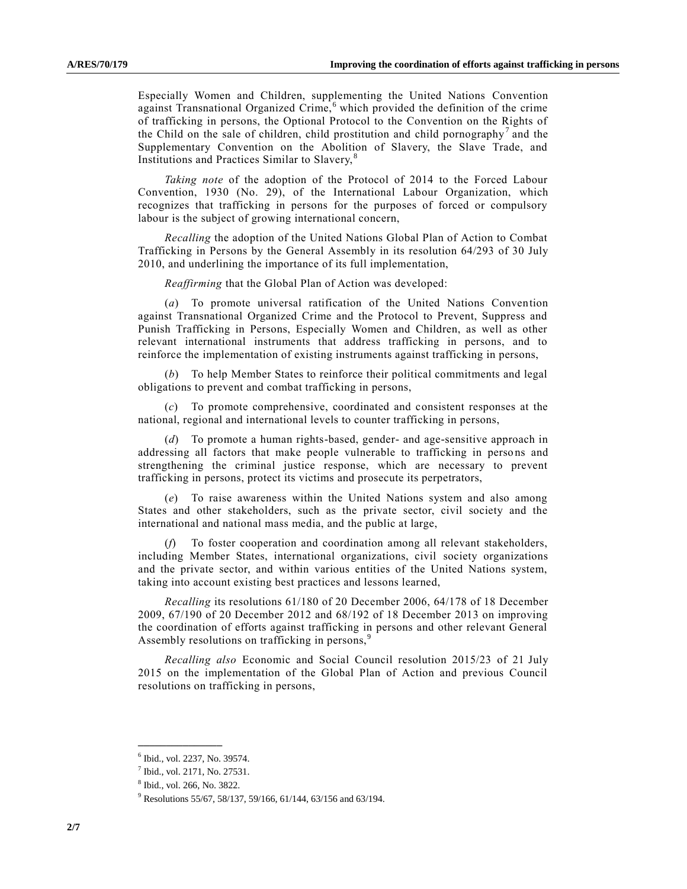Especially Women and Children, supplementing the United Nations Convention against Transnational Organized Crime,[6] which provided the definition of the crime of trafficking in persons, the Optional Protocol to the Convention on the Rights of the Child on the sale of children, child prostitution and child pornography[7] and the Supplementary Convention on the Abolition of Slavery, the Slave Trade, and Institutions and Practices Similar to Slavery,[8]

*Taking note* of the adoption of the Protocol of 2014 to the Forced Labour Convention, 1930 (No. 29), of the International Labour Organization, which recognizes that trafficking in persons for the purposes of forced or compulsory labour is the subject of growing international concern,

*Recalling* the adoption of the United Nations Global Plan of Action to Combat Trafficking in Persons by the General Assembly in its resolution 64/293 of 30 July 2010, and underlining the importance of its full implementation,

*Reaffirming* that the Global Plan of Action was developed:

(*a*) To promote universal ratification of the United Nations Convention against Transnational Organized Crime and the Protocol to Prevent, Suppress and Punish Trafficking in Persons, Especially Women and Children, as well as other relevant international instruments that address trafficking in persons, and to reinforce the implementation of existing instruments against trafficking in persons,

(*b*) To help Member States to reinforce their political commitments and legal obligations to prevent and combat trafficking in persons,

(*c*) To promote comprehensive, coordinated and consistent responses at the national, regional and international levels to counter trafficking in persons,

(*d*) To promote a human rights-based, gender- and age-sensitive approach in addressing all factors that make people vulnerable to trafficking in persons and strengthening the criminal justice response, which are necessary to prevent trafficking in persons, protect its victims and prosecute its perpetrators,

(*e*) To raise awareness within the United Nations system and also among States and other stakeholders, such as the private sector, civil society and the international and national mass media, and the public at large,

(*f*) To foster cooperation and coordination among all relevant stakeholders, including Member States, international organizations, civil society organizations and the private sector, and within various entities of the United Nations system, taking into account existing best practices and lessons learned,

*Recalling* its resolutions 61/180 of 20 December 2006, 64/178 of 18 December 2009, 67/190 of 20 December 2012 and 68/192 of 18 December 2013 on improving the coordination of efforts against trafficking in persons and other relevant General Assembly resolutions on trafficking in persons,[9]

*Recalling also* Economic and Social Council resolution 2015/23 of 21 July 2015 on the implementation of the Global Plan of Action and previous Council resolutions on trafficking in persons,

---

[6] Ibid., vol. 2237, No. 39574.

[7] Ibid., vol. 2171, No. 27531.

[8] Ibid., vol. 266, No. 3822.

[9] Resolutions 55/67, 58/137, 59/166, 61/144, 63/156 and 63/194.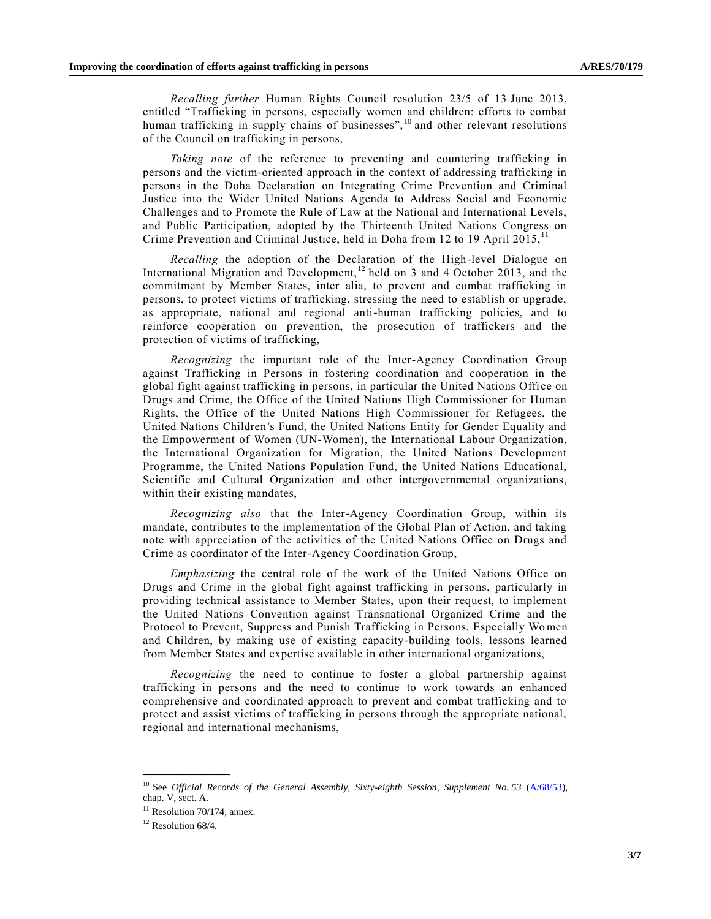*Recalling further* Human Rights Council resolution 23/5 of 13 June 2013, entitled "Trafficking in persons, especially women and children: efforts to combat human trafficking in supply chains of businesses",[10] and other relevant resolutions of the Council on trafficking in persons,

*Taking note* of the reference to preventing and countering trafficking in persons and the victim-oriented approach in the context of addressing trafficking in persons in the Doha Declaration on Integrating Crime Prevention and Criminal Justice into the Wider United Nations Agenda to Address Social and Economic Challenges and to Promote the Rule of Law at the National and International Levels, and Public Participation, adopted by the Thirteenth United Nations Congress on Crime Prevention and Criminal Justice, held in Doha from 12 to 19 April 2015,[11]

*Recalling* the adoption of the Declaration of the High-level Dialogue on International Migration and Development,[12] held on 3 and 4 October 2013, and the commitment by Member States, inter alia, to prevent and combat trafficking in persons, to protect victims of trafficking, stressing the need to establish or upgrade, as appropriate, national and regional anti-human trafficking policies, and to reinforce cooperation on prevention, the prosecution of traffickers and the protection of victims of trafficking,

*Recognizing* the important role of the Inter-Agency Coordination Group against Trafficking in Persons in fostering coordination and cooperation in the global fight against trafficking in persons, in particular the United Nations Office on Drugs and Crime, the Office of the United Nations High Commissioner for Human Rights, the Office of the United Nations High Commissioner for Refugees, the United Nations Children's Fund, the United Nations Entity for Gender Equality and the Empowerment of Women (UN-Women), the International Labour Organization, the International Organization for Migration, the United Nations Development Programme, the United Nations Population Fund, the United Nations Educational, Scientific and Cultural Organization and other intergovernmental organizations, within their existing mandates,

*Recognizing also* that the Inter-Agency Coordination Group, within its mandate, contributes to the implementation of the Global Plan of Action, and taking note with appreciation of the activities of the United Nations Office on Drugs and Crime as coordinator of the Inter-Agency Coordination Group,

*Emphasizing* the central role of the work of the United Nations Office on Drugs and Crime in the global fight against trafficking in persons, particularly in providing technical assistance to Member States, upon their request, to implement the United Nations Convention against Transnational Organized Crime and the Protocol to Prevent, Suppress and Punish Trafficking in Persons, Especially Women and Children, by making use of existing capacity-building tools, lessons learned from Member States and expertise available in other international organizations,

*Recognizing* the need to continue to foster a global partnership against trafficking in persons and the need to continue to work towards an enhanced comprehensive and coordinated approach to prevent and combat trafficking and to protect and assist victims of trafficking in persons through the appropriate national, regional and international mechanisms,

---

[10] See *Official Records of the General Assembly, Sixty-eighth Session, Supplement No. 53* (A/68/53), chap. V, sect. A.

[11] Resolution 70/174, annex.

[12] Resolution 68/4.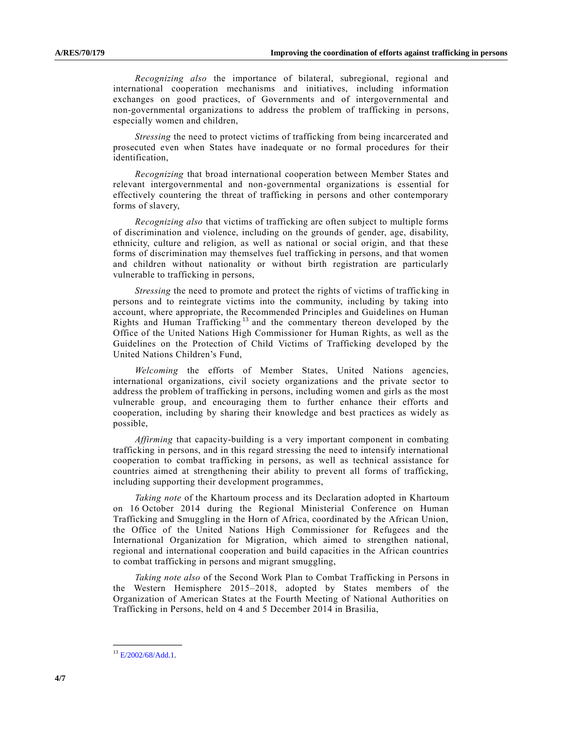*Recognizing also* the importance of bilateral, subregional, regional and international cooperation mechanisms and initiatives, including information exchanges on good practices, of Governments and of intergovernmental and non-governmental organizations to address the problem of trafficking in persons, especially women and children,

*Stressing* the need to protect victims of trafficking from being incarcerated and prosecuted even when States have inadequate or no formal procedures for their identification,

*Recognizing* that broad international cooperation between Member States and relevant intergovernmental and non-governmental organizations is essential for effectively countering the threat of trafficking in persons and other contemporary forms of slavery,

*Recognizing also* that victims of trafficking are often subject to multiple forms of discrimination and violence, including on the grounds of gender, age, disability, ethnicity, culture and religion, as well as national or social origin, and that these forms of discrimination may themselves fuel trafficking in persons, and that women and children without nationality or without birth registration are particularly vulnerable to trafficking in persons,

*Stressing* the need to promote and protect the rights of victims of trafficking in persons and to reintegrate victims into the community, including by taking into account, where appropriate, the Recommended Principles and Guidelines on Human Rights and Human Trafficking[13] and the commentary thereon developed by the Office of the United Nations High Commissioner for Human Rights, as well as the Guidelines on the Protection of Child Victims of Trafficking developed by the United Nations Children's Fund,

*Welcoming* the efforts of Member States, United Nations agencies, international organizations, civil society organizations and the private sector to address the problem of trafficking in persons, including women and girls as the most vulnerable group, and encouraging them to further enhance their efforts and cooperation, including by sharing their knowledge and best practices as widely as possible,

*Affirming* that capacity-building is a very important component in combating trafficking in persons, and in this regard stressing the need to intensify international cooperation to combat trafficking in persons, as well as technical assistance for countries aimed at strengthening their ability to prevent all forms of trafficking, including supporting their development programmes,

*Taking note* of the Khartoum process and its Declaration adopted in Khartoum on 16 October 2014 during the Regional Ministerial Conference on Human Trafficking and Smuggling in the Horn of Africa, coordinated by the African Union, the Office of the United Nations High Commissioner for Refugees and the International Organization for Migration, which aimed to strengthen national, regional and international cooperation and build capacities in the African countries to combat trafficking in persons and migrant smuggling,

*Taking note also* of the Second Work Plan to Combat Trafficking in Persons in the Western Hemisphere 2015–2018, adopted by States members of the Organization of American States at the Fourth Meeting of National Authorities on Trafficking in Persons, held on 4 and 5 December 2014 in Brasilia,

---

[13] E/2002/68/Add.1.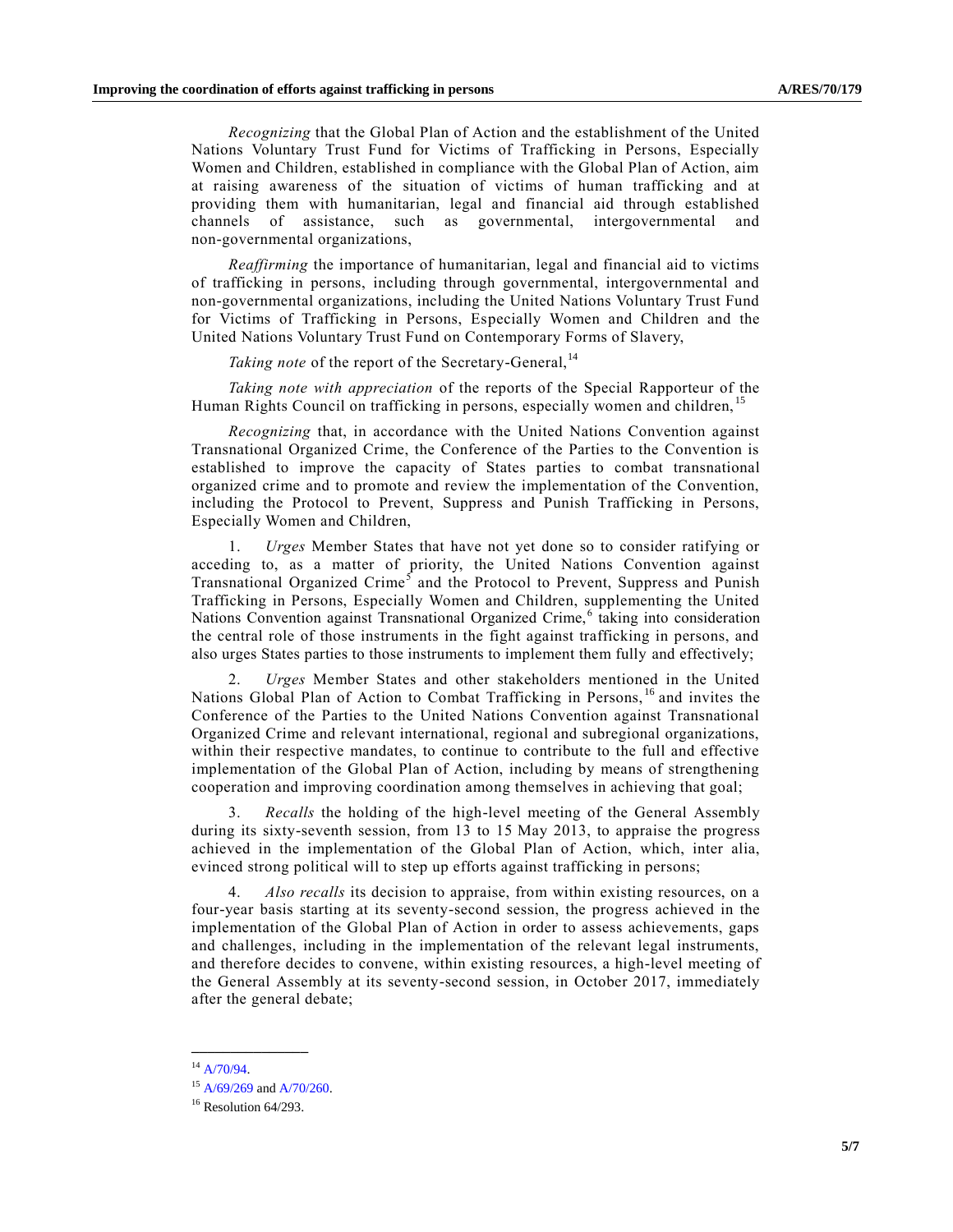*Recognizing* that the Global Plan of Action and the establishment of the United Nations Voluntary Trust Fund for Victims of Trafficking in Persons, Especially Women and Children, established in compliance with the Global Plan of Action, aim at raising awareness of the situation of victims of human trafficking and at providing them with humanitarian, legal and financial aid through established channels of assistance, such as governmental, intergovernmental and non-governmental organizations,

*Reaffirming* the importance of humanitarian, legal and financial aid to victims of trafficking in persons, including through governmental, intergovernmental and non-governmental organizations, including the United Nations Voluntary Trust Fund for Victims of Trafficking in Persons, Especially Women and Children and the United Nations Voluntary Trust Fund on Contemporary Forms of Slavery,

*Taking note* of the report of the Secretary-General,[14]

*Taking note with appreciation* of the reports of the Special Rapporteur of the Human Rights Council on trafficking in persons, especially women and children,[15]

*Recognizing* that, in accordance with the United Nations Convention against Transnational Organized Crime, the Conference of the Parties to the Convention is established to improve the capacity of States parties to combat transnational organized crime and to promote and review the implementation of the Convention, including the Protocol to Prevent, Suppress and Punish Trafficking in Persons, Especially Women and Children,

1. *Urges* Member States that have not yet done so to consider ratifying or acceding to, as a matter of priority, the United Nations Convention against Transnational Organized Crime[5] and the Protocol to Prevent, Suppress and Punish Trafficking in Persons, Especially Women and Children, supplementing the United Nations Convention against Transnational Organized Crime,[6] taking into consideration the central role of those instruments in the fight against trafficking in persons, and also urges States parties to those instruments to implement them fully and effectively;

2. *Urges* Member States and other stakeholders mentioned in the United Nations Global Plan of Action to Combat Trafficking in Persons,[16] and invites the Conference of the Parties to the United Nations Convention against Transnational Organized Crime and relevant international, regional and subregional organizations, within their respective mandates, to continue to contribute to the full and effective implementation of the Global Plan of Action, including by means of strengthening cooperation and improving coordination among themselves in achieving that goal;

3. *Recalls* the holding of the high-level meeting of the General Assembly during its sixty-seventh session, from 13 to 15 May 2013, to appraise the progress achieved in the implementation of the Global Plan of Action, which, inter alia, evinced strong political will to step up efforts against trafficking in persons;

4. *Also recalls* its decision to appraise, from within existing resources, on a four-year basis starting at its seventy-second session, the progress achieved in the implementation of the Global Plan of Action in order to assess achievements, gaps and challenges, including in the implementation of the relevant legal instruments, and therefore decides to convene, within existing resources, a high-level meeting of the General Assembly at its seventy-second session, in October 2017, immediately after the general debate;

---

[14] A/70/94.

[15] A/69/269 and A/70/260.

[16] Resolution 64/293.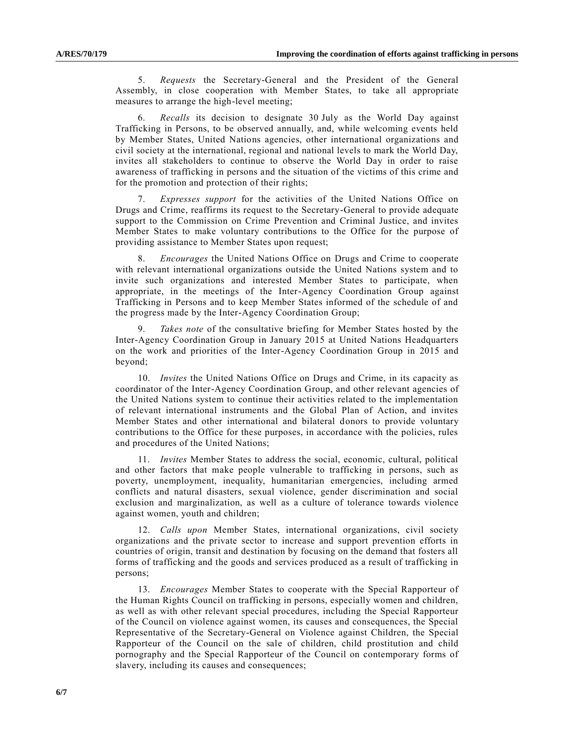5. *Requests* the Secretary-General and the President of the General Assembly, in close cooperation with Member States, to take all appropriate measures to arrange the high-level meeting;

6. *Recalls* its decision to designate 30 July as the World Day against Trafficking in Persons, to be observed annually, and, while welcoming events held by Member States, United Nations agencies, other international organizations and civil society at the international, regional and national levels to mark the World Day, invites all stakeholders to continue to observe the World Day in order to raise awareness of trafficking in persons and the situation of the victims of this crime and for the promotion and protection of their rights;

7. *Expresses support* for the activities of the United Nations Office on Drugs and Crime, reaffirms its request to the Secretary-General to provide adequate support to the Commission on Crime Prevention and Criminal Justice, and invites Member States to make voluntary contributions to the Office for the purpose of providing assistance to Member States upon request;

8. *Encourages* the United Nations Office on Drugs and Crime to cooperate with relevant international organizations outside the United Nations system and to invite such organizations and interested Member States to participate, when appropriate, in the meetings of the Inter-Agency Coordination Group against Trafficking in Persons and to keep Member States informed of the schedule of and the progress made by the Inter-Agency Coordination Group;

9. *Takes note* of the consultative briefing for Member States hosted by the Inter-Agency Coordination Group in January 2015 at United Nations Headquarters on the work and priorities of the Inter-Agency Coordination Group in 2015 and beyond;

10. *Invites* the United Nations Office on Drugs and Crime, in its capacity as coordinator of the Inter-Agency Coordination Group, and other relevant agencies of the United Nations system to continue their activities related to the implementation of relevant international instruments and the Global Plan of Action, and invites Member States and other international and bilateral donors to provide voluntary contributions to the Office for these purposes, in accordance with the policies, rules and procedures of the United Nations;

11. *Invites* Member States to address the social, economic, cultural, political and other factors that make people vulnerable to trafficking in persons, such as poverty, unemployment, inequality, humanitarian emergencies, including armed conflicts and natural disasters, sexual violence, gender discrimination and social exclusion and marginalization, as well as a culture of tolerance towards violence against women, youth and children;

12. *Calls upon* Member States, international organizations, civil society organizations and the private sector to increase and support prevention efforts in countries of origin, transit and destination by focusing on the demand that fosters all forms of trafficking and the goods and services produced as a result of trafficking in persons;

13. *Encourages* Member States to cooperate with the Special Rapporteur of the Human Rights Council on trafficking in persons, especially women and children, as well as with other relevant special procedures, including the Special Rapporteur of the Council on violence against women, its causes and consequences, the Special Representative of the Secretary-General on Violence against Children, the Special Rapporteur of the Council on the sale of children, child prostitution and child pornography and the Special Rapporteur of the Council on contemporary forms of slavery, including its causes and consequences;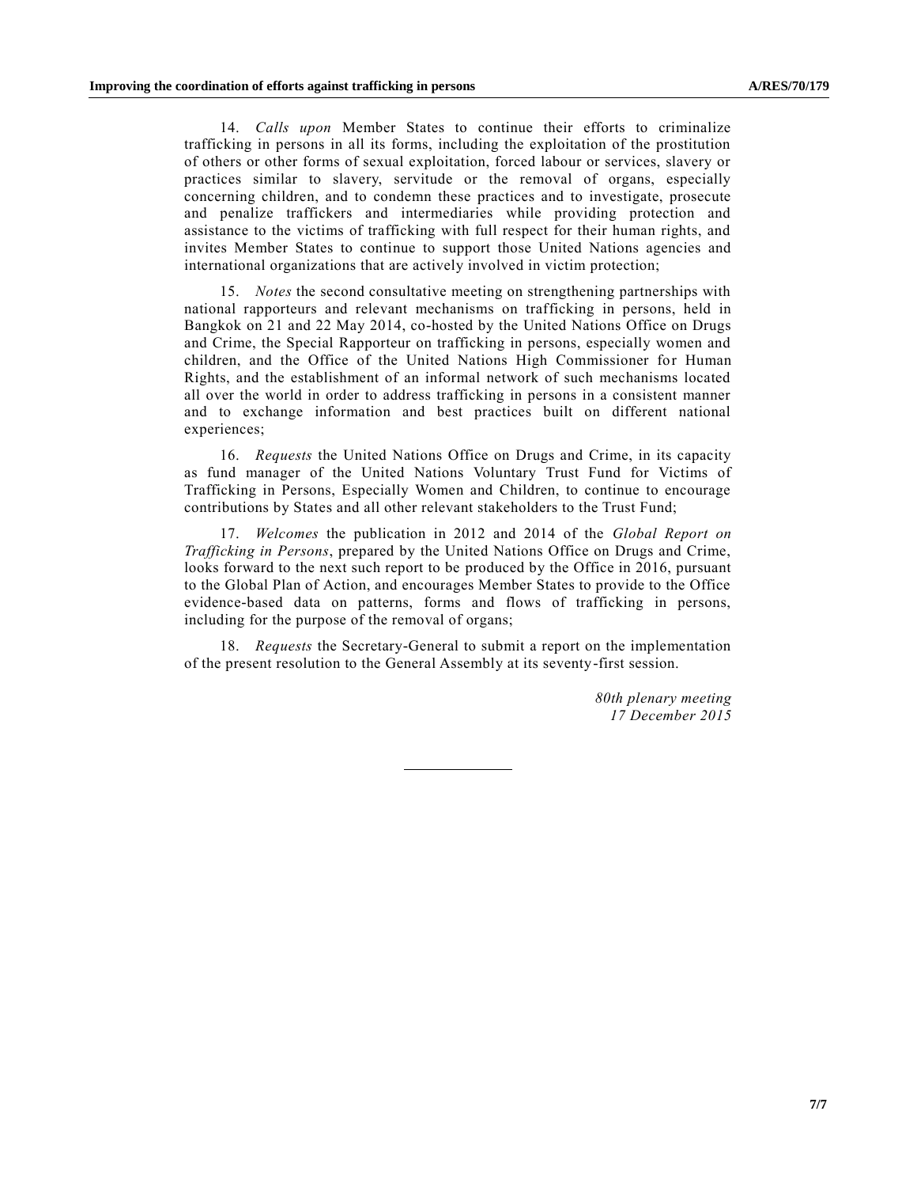14. *Calls upon* Member States to continue their efforts to criminalize trafficking in persons in all its forms, including the exploitation of the prostitution of others or other forms of sexual exploitation, forced labour or services, slavery or practices similar to slavery, servitude or the removal of organs, especially concerning children, and to condemn these practices and to investigate, prosecute and penalize traffickers and intermediaries while providing protection and assistance to the victims of trafficking with full respect for their human rights, and invites Member States to continue to support those United Nations agencies and international organizations that are actively involved in victim protection;

15. *Notes* the second consultative meeting on strengthening partnerships with national rapporteurs and relevant mechanisms on trafficking in persons, held in Bangkok on 21 and 22 May 2014, co-hosted by the United Nations Office on Drugs and Crime, the Special Rapporteur on trafficking in persons, especially women and children, and the Office of the United Nations High Commissioner for Human Rights, and the establishment of an informal network of such mechanisms located all over the world in order to address trafficking in persons in a consistent manner and to exchange information and best practices built on different national experiences;

16. *Requests* the United Nations Office on Drugs and Crime, in its capacity as fund manager of the United Nations Voluntary Trust Fund for Victims of Trafficking in Persons, Especially Women and Children, to continue to encourage contributions by States and all other relevant stakeholders to the Trust Fund;

17. *Welcomes* the publication in 2012 and 2014 of the *Global Report on Trafficking in Persons*, prepared by the United Nations Office on Drugs and Crime, looks forward to the next such report to be produced by the Office in 2016, pursuant to the Global Plan of Action, and encourages Member States to provide to the Office evidence-based data on patterns, forms and flows of trafficking in persons, including for the purpose of the removal of organs;

18. *Requests* the Secretary-General to submit a report on the implementation of the present resolution to the General Assembly at its seventy-first session.

*80th plenary meeting*
*17 December 2015*